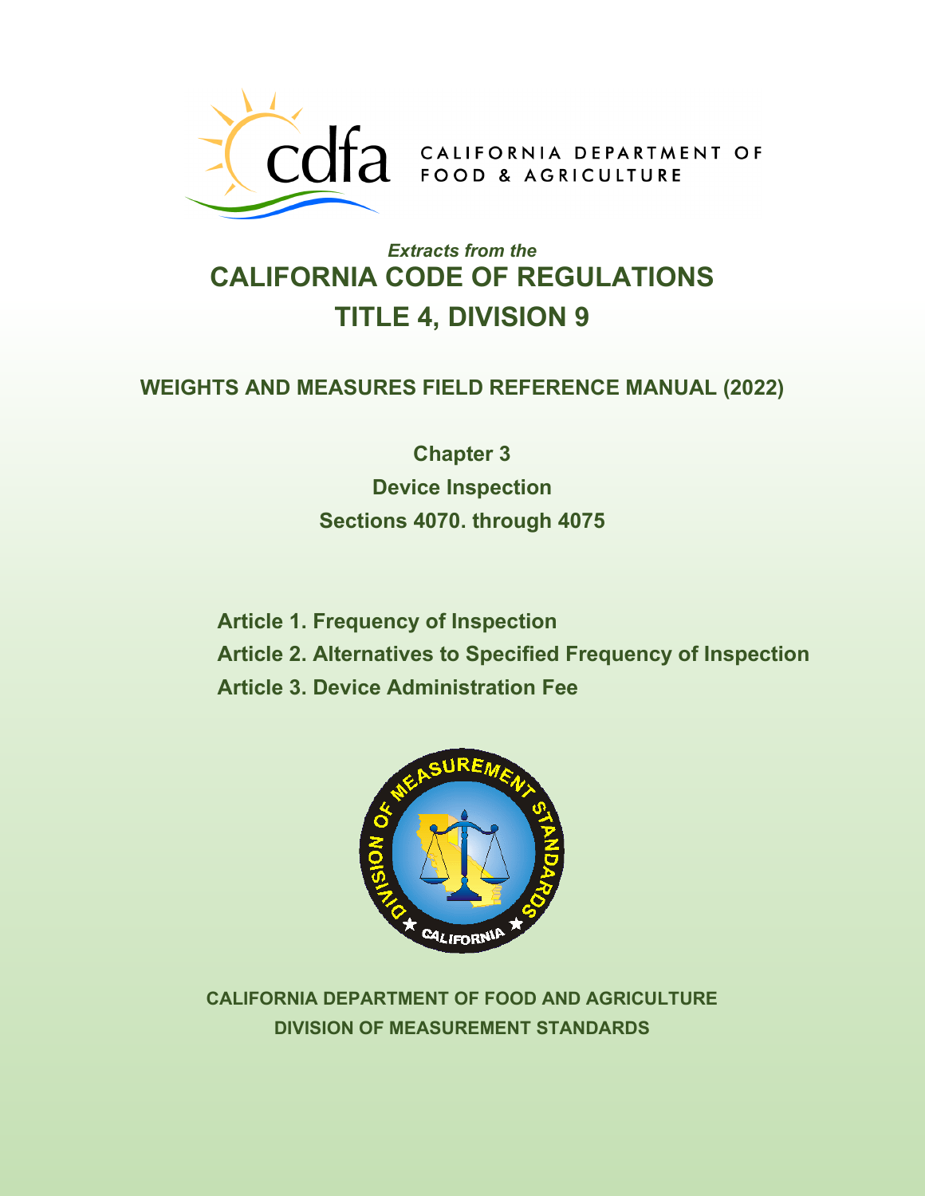CALIFORNIA DEPARTMENT OF FOOD & AGRICULTURE

*Extracts from the*

# CALIFORNIA CODE OF REGULATIONS
# TITLE 4, DIVISION 9

## WEIGHTS AND MEASURES FIELD REFERENCE MANUAL (2022)

**Chapter 3**
**Device Inspection**
**Sections 4070. through 4075**

**Article 1. Frequency of Inspection**
**Article 2. Alternatives to Specified Frequency of Inspection**
**Article 3. Device Administration Fee**

**CALIFORNIA DEPARTMENT OF FOOD AND AGRICULTURE**
**DIVISION OF MEASUREMENT STANDARDS**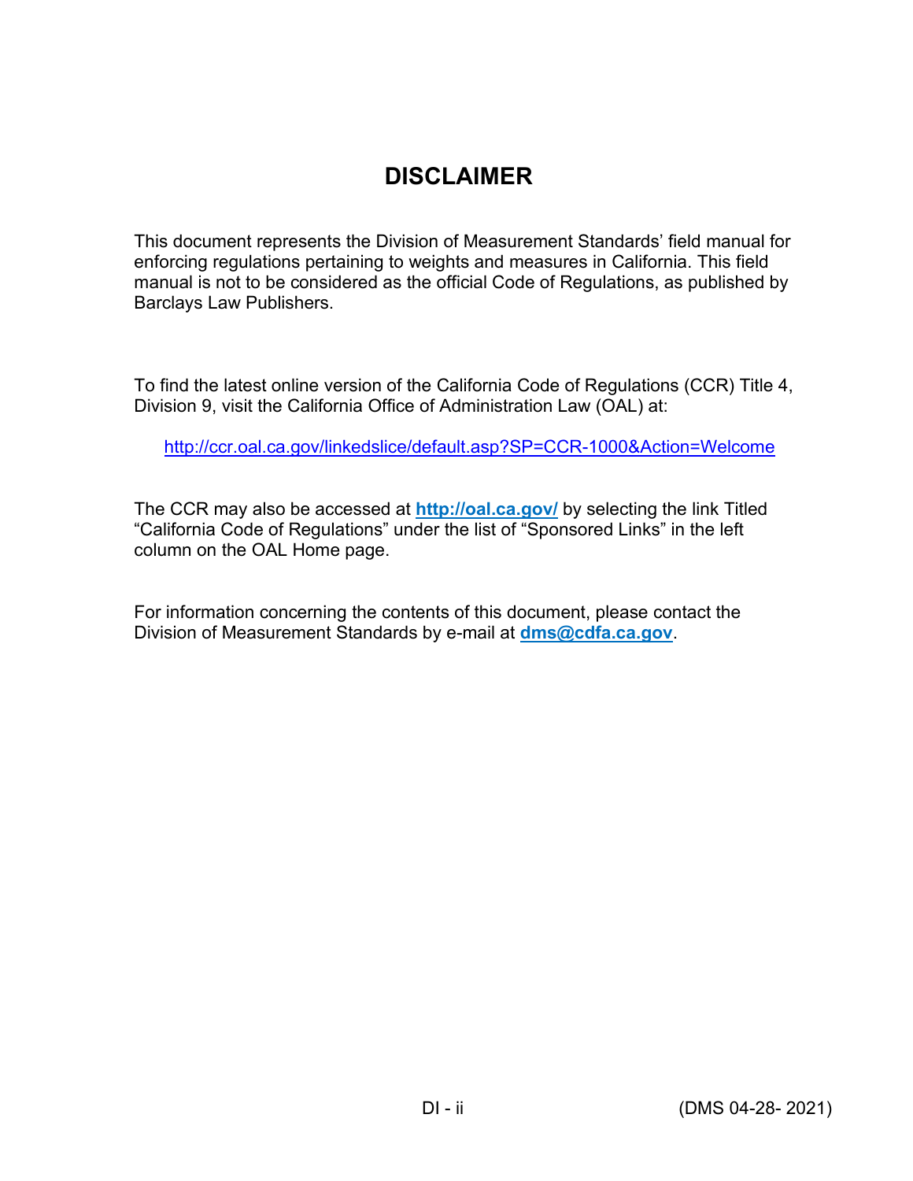# DISCLAIMER

This document represents the Division of Measurement Standards' field manual for enforcing regulations pertaining to weights and measures in California. This field manual is not to be considered as the official Code of Regulations, as published by Barclays Law Publishers.

To find the latest online version of the California Code of Regulations (CCR) Title 4, Division 9, visit the California Office of Administration Law (OAL) at:

http://ccr.oal.ca.gov/linkedslice/default.asp?SP=CCR-1000&Action=Welcome

The CCR may also be accessed at **http://oal.ca.gov/** by selecting the link Titled "California Code of Regulations" under the list of "Sponsored Links" in the left column on the OAL Home page.

For information concerning the contents of this document, please contact the Division of Measurement Standards by e-mail at **dms@cdfa.ca.gov**.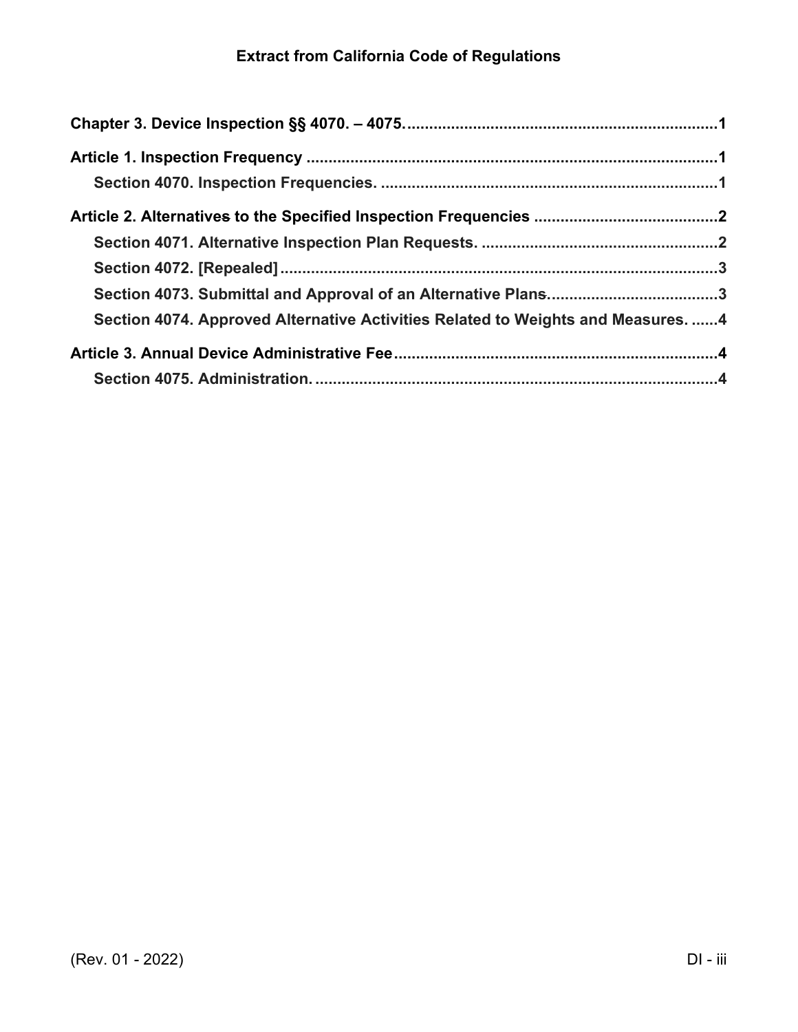# Extract from California Code of Regulations

**Chapter 3. Device Inspection §§ 4070. – 4075.** .......................................................................1

**Article 1. Inspection Frequency** ..............................................................................................1

**Section 4070. Inspection Frequencies.** .............................................................................1

**Article 2. Alternatives to the Specified Inspection Frequencies** ..........................................2

**Section 4071. Alternative Inspection Plan Requests.** ......................................................2

**Section 4072. [Repealed]** ....................................................................................................3

**Section 4073. Submittal and Approval of an Alternative Plans.** .......................................3

**Section 4074. Approved Alternative Activities Related to Weights and Measures.** ......4

**Article 3. Annual Device Administrative Fee** ..........................................................................4

**Section 4075. Administration.** .............................................................................................4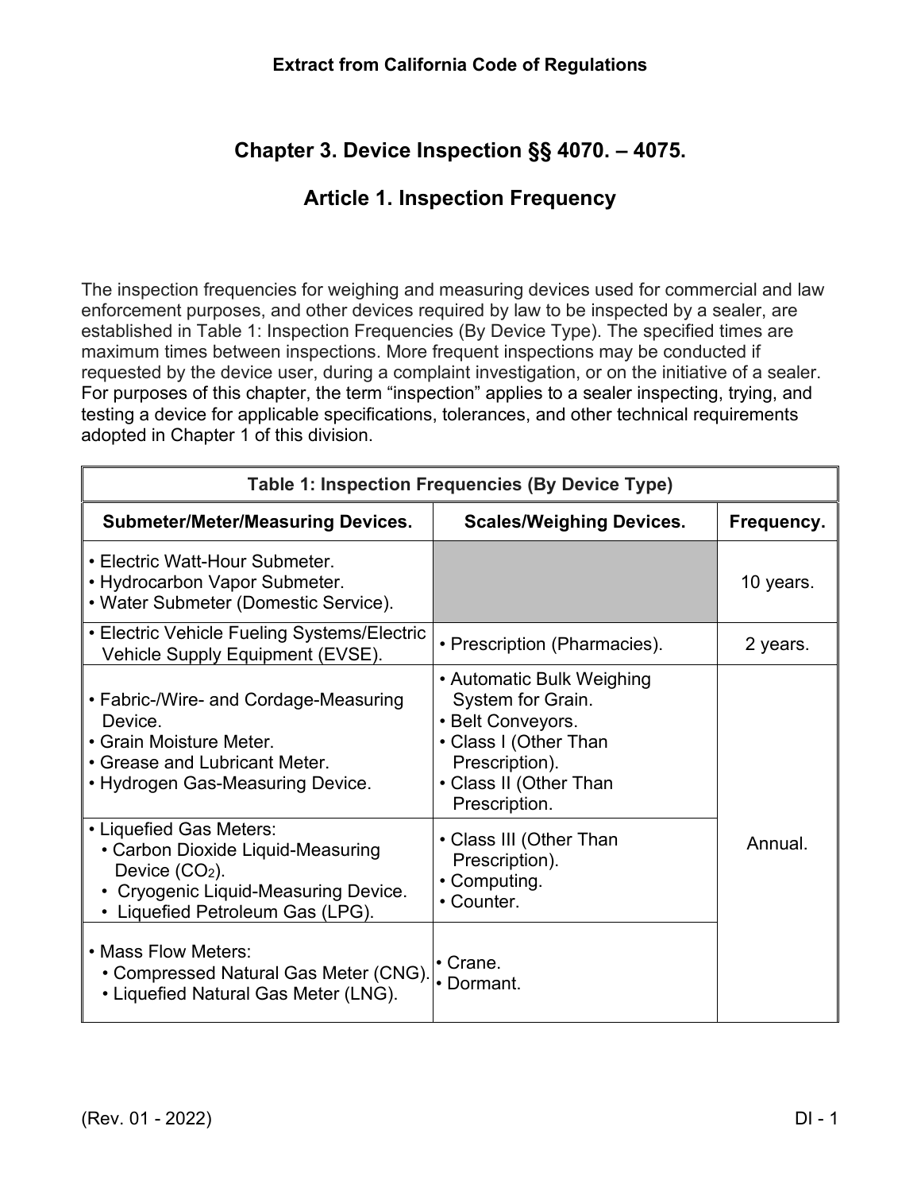**Extract from California Code of Regulations**

# Chapter 3. Device Inspection §§ 4070. – 4075.

## Article 1. Inspection Frequency

The inspection frequencies for weighing and measuring devices used for commercial and law enforcement purposes, and other devices required by law to be inspected by a sealer, are established in Table 1: Inspection Frequencies (By Device Type). The specified times are maximum times between inspections. More frequent inspections may be conducted if requested by the device user, during a complaint investigation, or on the initiative of a sealer. For purposes of this chapter, the term "inspection" applies to a sealer inspecting, trying, and testing a device for applicable specifications, tolerances, and other technical requirements adopted in Chapter 1 of this division.

**Table 1: Inspection Frequencies (By Device Type)**

| Submeter/Meter/Measuring Devices. | Scales/Weighing Devices. | Frequency. |
|---|---|---|
| • Electric Watt-Hour Submeter.<br>• Hydrocarbon Vapor Submeter.<br>• Water Submeter (Domestic Service). | | 10 years. |
| • Electric Vehicle Fueling Systems/Electric Vehicle Supply Equipment (EVSE). | • Prescription (Pharmacies). | 2 years. |
| • Fabric-/Wire- and Cordage-Measuring Device.<br>• Grain Moisture Meter.<br>• Grease and Lubricant Meter.<br>• Hydrogen Gas-Measuring Device. | • Automatic Bulk Weighing System for Grain.<br>• Belt Conveyors.<br>• Class I (Other Than Prescription).<br>• Class II (Other Than Prescription. | Annual. |
| • Liquefied Gas Meters:<br>• Carbon Dioxide Liquid-Measuring Device ($CO_2$).<br>• Cryogenic Liquid-Measuring Device.<br>• Liquefied Petroleum Gas (LPG). | • Class III (Other Than Prescription).<br>• Computing.<br>• Counter. | Annual. |
| • Mass Flow Meters:<br>• Compressed Natural Gas Meter (CNG).<br>• Liquefied Natural Gas Meter (LNG). | • Crane.<br>• Dormant. | Annual. |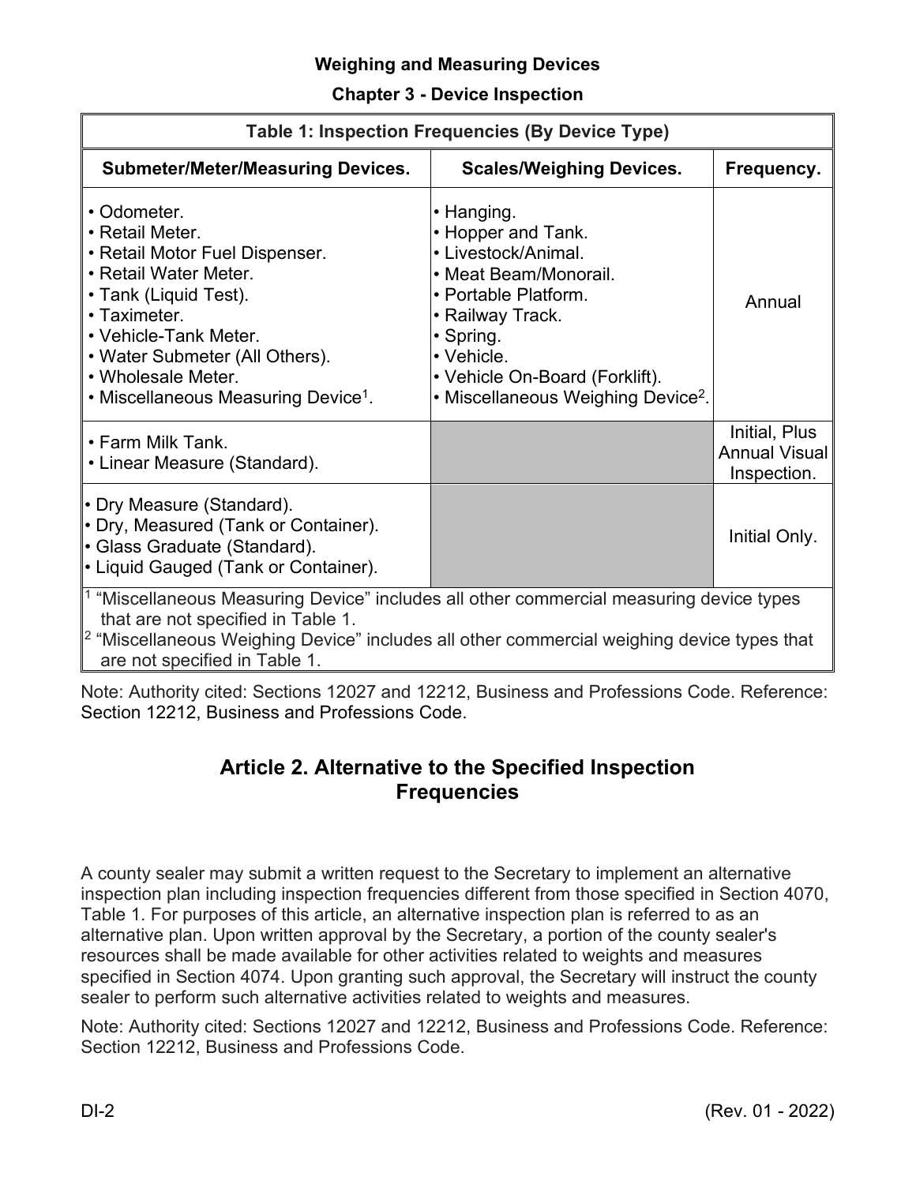**Table 1: Inspection Frequencies (By Device Type)**

| Submeter/Meter/Measuring Devices. | Scales/Weighing Devices. | Frequency. |
|---|---|---|
| • Odometer.<br>• Retail Meter.<br>• Retail Motor Fuel Dispenser.<br>• Retail Water Meter.<br>• Tank (Liquid Test).<br>• Taximeter.<br>• Vehicle-Tank Meter.<br>• Water Submeter (All Others).<br>• Wholesale Meter.<br>• Miscellaneous Measuring Device[1]. | • Hanging.<br>• Hopper and Tank.<br>• Livestock/Animal.<br>• Meat Beam/Monorail.<br>• Portable Platform.<br>• Railway Track.<br>• Spring.<br>• Vehicle.<br>• Vehicle On-Board (Forklift).<br>• Miscellaneous Weighing Device[2]. | Annual |
| • Farm Milk Tank.<br>• Linear Measure (Standard). | | Initial, Plus Annual Visual Inspection. |
| • Dry Measure (Standard).<br>• Dry, Measured (Tank or Container).<br>• Glass Graduate (Standard).<br>• Liquid Gauged (Tank or Container). | | Initial Only. |

[1] "Miscellaneous Measuring Device" includes all other commercial measuring device types that are not specified in Table 1.

[2] "Miscellaneous Weighing Device" includes all other commercial weighing device types that are not specified in Table 1.

Note: Authority cited: Sections 12027 and 12212, Business and Professions Code. Reference: Section 12212, Business and Professions Code.

## Article 2. Alternative to the Specified Inspection Frequencies

A county sealer may submit a written request to the Secretary to implement an alternative inspection plan including inspection frequencies different from those specified in Section 4070, Table 1. For purposes of this article, an alternative inspection plan is referred to as an alternative plan. Upon written approval by the Secretary, a portion of the county sealer's resources shall be made available for other activities related to weights and measures specified in Section 4074. Upon granting such approval, the Secretary will instruct the county sealer to perform such alternative activities related to weights and measures.

Note: Authority cited: Sections 12027 and 12212, Business and Professions Code. Reference: Section 12212, Business and Professions Code.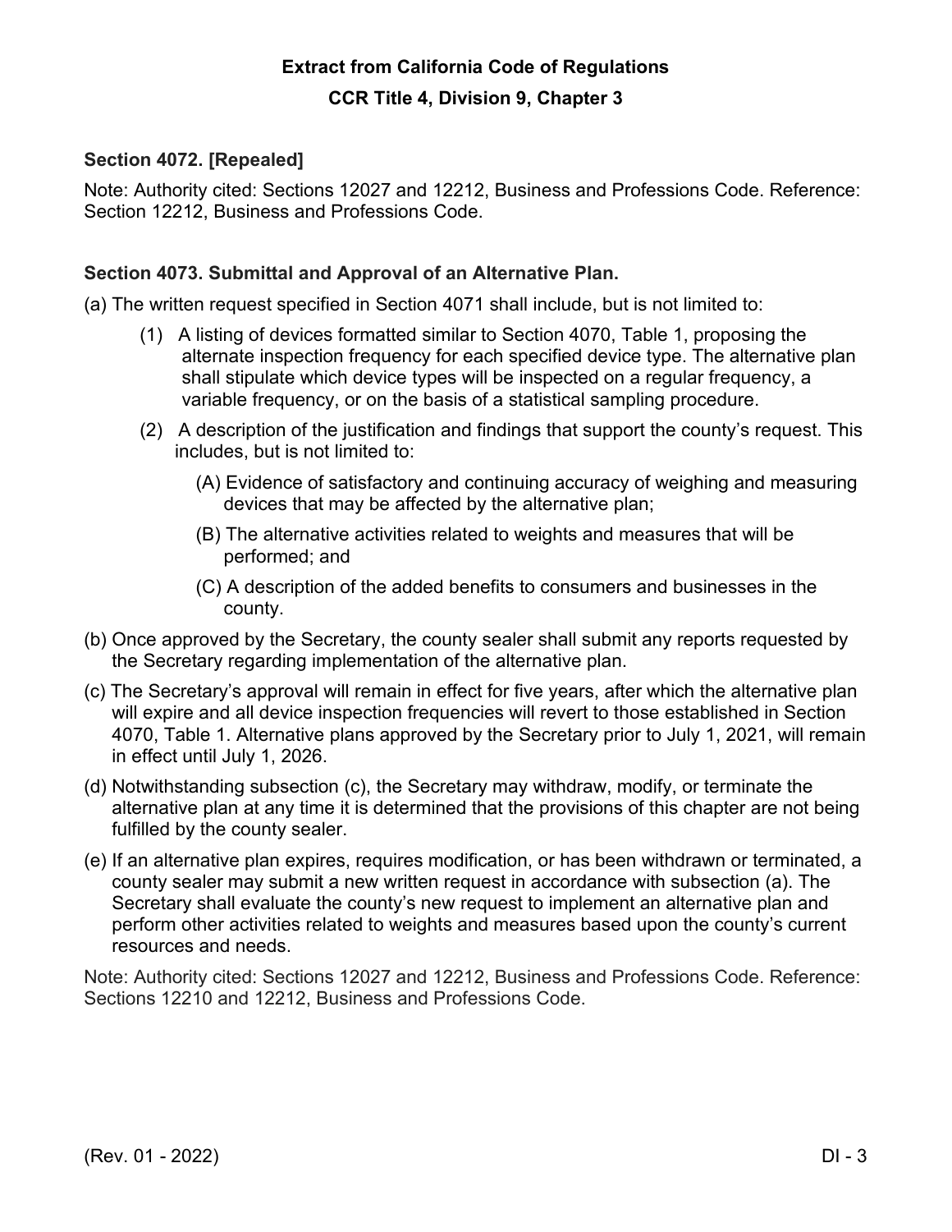**Extract from California Code of Regulations**

**CCR Title 4, Division 9, Chapter 3**

**Section 4072. [Repealed]**

Note: Authority cited: Sections 12027 and 12212, Business and Professions Code. Reference: Section 12212, Business and Professions Code.

**Section 4073. Submittal and Approval of an Alternative Plan.**

(a) The written request specified in Section 4071 shall include, but is not limited to:

- (1) A listing of devices formatted similar to Section 4070, Table 1, proposing the alternate inspection frequency for each specified device type. The alternative plan shall stipulate which device types will be inspected on a regular frequency, a variable frequency, or on the basis of a statistical sampling procedure.
- (2) A description of the justification and findings that support the county's request. This includes, but is not limited to:
  - (A) Evidence of satisfactory and continuing accuracy of weighing and measuring devices that may be affected by the alternative plan;
  - (B) The alternative activities related to weights and measures that will be performed; and
  - (C) A description of the added benefits to consumers and businesses in the county.

(b) Once approved by the Secretary, the county sealer shall submit any reports requested by the Secretary regarding implementation of the alternative plan.

(c) The Secretary's approval will remain in effect for five years, after which the alternative plan will expire and all device inspection frequencies will revert to those established in Section 4070, Table 1. Alternative plans approved by the Secretary prior to July 1, 2021, will remain in effect until July 1, 2026.

(d) Notwithstanding subsection (c), the Secretary may withdraw, modify, or terminate the alternative plan at any time it is determined that the provisions of this chapter are not being fulfilled by the county sealer.

(e) If an alternative plan expires, requires modification, or has been withdrawn or terminated, a county sealer may submit a new written request in accordance with subsection (a). The Secretary shall evaluate the county's new request to implement an alternative plan and perform other activities related to weights and measures based upon the county's current resources and needs.

Note: Authority cited: Sections 12027 and 12212, Business and Professions Code. Reference: Sections 12210 and 12212, Business and Professions Code.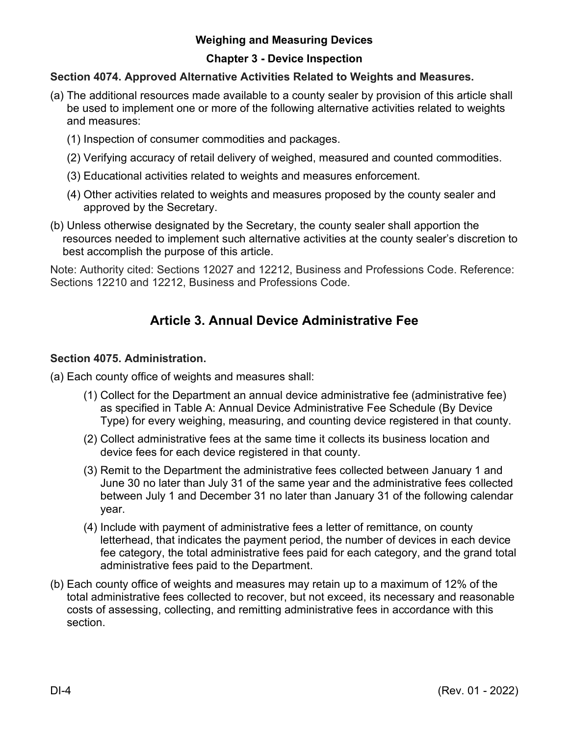### Section 4074. Approved Alternative Activities Related to Weights and Measures.

(a) The additional resources made available to a county sealer by provision of this article shall be used to implement one or more of the following alternative activities related to weights and measures:

(1) Inspection of consumer commodities and packages.

(2) Verifying accuracy of retail delivery of weighed, measured and counted commodities.

(3) Educational activities related to weights and measures enforcement.

(4) Other activities related to weights and measures proposed by the county sealer and approved by the Secretary.

(b) Unless otherwise designated by the Secretary, the county sealer shall apportion the resources needed to implement such alternative activities at the county sealer's discretion to best accomplish the purpose of this article.

Note: Authority cited: Sections 12027 and 12212, Business and Professions Code. Reference: Sections 12210 and 12212, Business and Professions Code.

## Article 3. Annual Device Administrative Fee

### Section 4075. Administration.

(a) Each county office of weights and measures shall:

(1) Collect for the Department an annual device administrative fee (administrative fee) as specified in Table A: Annual Device Administrative Fee Schedule (By Device Type) for every weighing, measuring, and counting device registered in that county.

(2) Collect administrative fees at the same time it collects its business location and device fees for each device registered in that county.

(3) Remit to the Department the administrative fees collected between January 1 and June 30 no later than July 31 of the same year and the administrative fees collected between July 1 and December 31 no later than January 31 of the following calendar year.

(4) Include with payment of administrative fees a letter of remittance, on county letterhead, that indicates the payment period, the number of devices in each device fee category, the total administrative fees paid for each category, and the grand total administrative fees paid to the Department.

(b) Each county office of weights and measures may retain up to a maximum of 12% of the total administrative fees collected to recover, but not exceed, its necessary and reasonable costs of assessing, collecting, and remitting administrative fees in accordance with this section.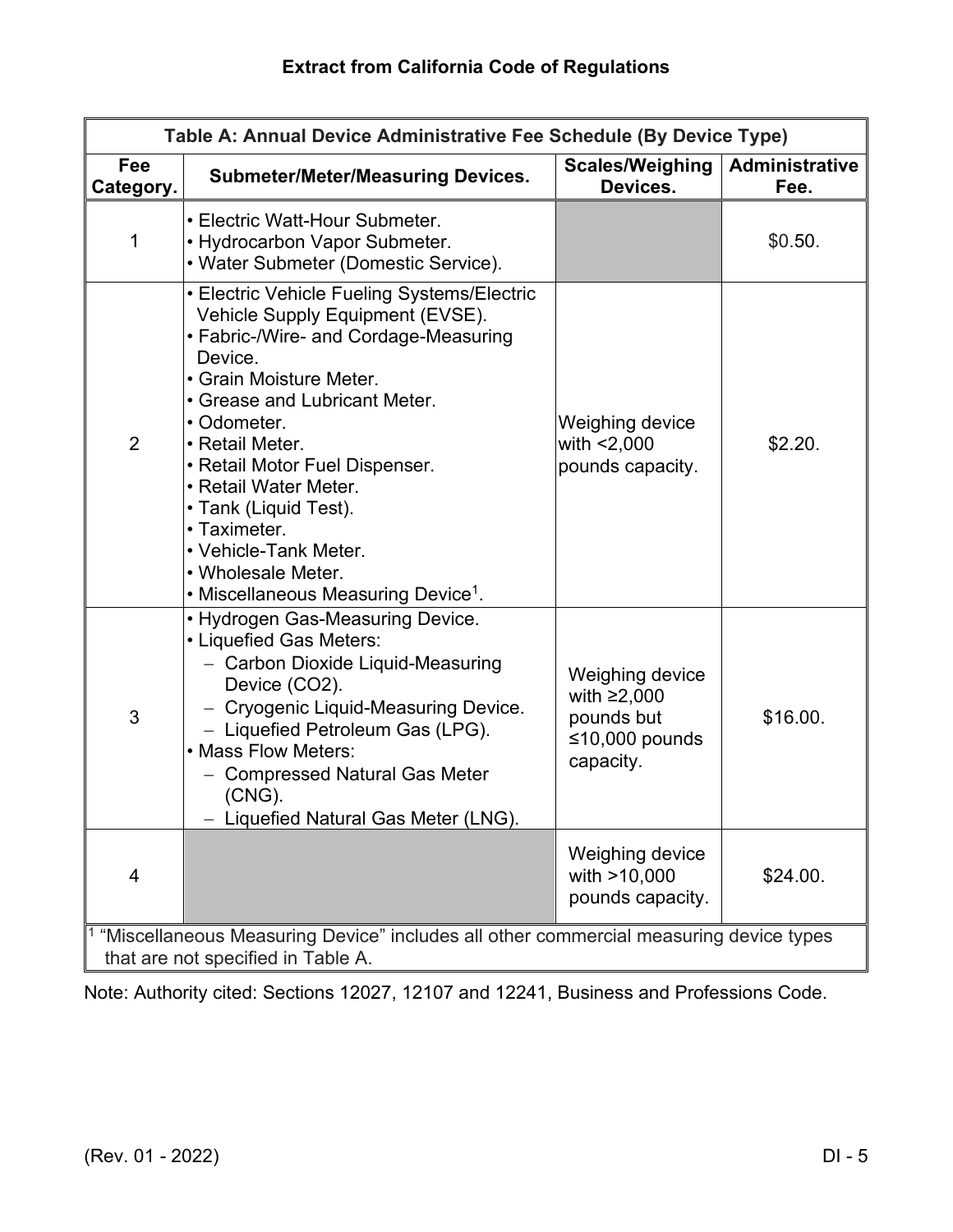**Extract from California Code of Regulations**

| Table A: Annual Device Administrative Fee Schedule (By Device Type) | | | |
|---|---|---|---|
| **Fee Category.** | **Submeter/Meter/Measuring Devices.** | **Scales/Weighing Devices.** | **Administrative Fee.** |
| 1 | • Electric Watt-Hour Submeter.<br>• Hydrocarbon Vapor Submeter.<br>• Water Submeter (Domestic Service). | | $0.50. |
| 2 | • Electric Vehicle Fueling Systems/Electric Vehicle Supply Equipment (EVSE).<br>• Fabric-/Wire- and Cordage-Measuring Device.<br>• Grain Moisture Meter.<br>• Grease and Lubricant Meter.<br>• Odometer.<br>• Retail Meter.<br>• Retail Motor Fuel Dispenser.<br>• Retail Water Meter.<br>• Tank (Liquid Test).<br>• Taximeter.<br>• Vehicle-Tank Meter.<br>• Wholesale Meter.<br>• Miscellaneous Measuring Device[1]. | Weighing device with <2,000 pounds capacity. | $2.20. |
| 3 | • Hydrogen Gas-Measuring Device.<br>• Liquefied Gas Meters:<br>− Carbon Dioxide Liquid-Measuring Device (CO2).<br>− Cryogenic Liquid-Measuring Device.<br>− Liquefied Petroleum Gas (LPG).<br>• Mass Flow Meters:<br>− Compressed Natural Gas Meter (CNG).<br>− Liquefied Natural Gas Meter (LNG). | Weighing device with ≥2,000 pounds but ≤10,000 pounds capacity. | $16.00. |
| 4 | | Weighing device with >10,000 pounds capacity. | $24.00. |

[1] "Miscellaneous Measuring Device" includes all other commercial measuring device types that are not specified in Table A.

Note: Authority cited: Sections 12027, 12107 and 12241, Business and Professions Code.